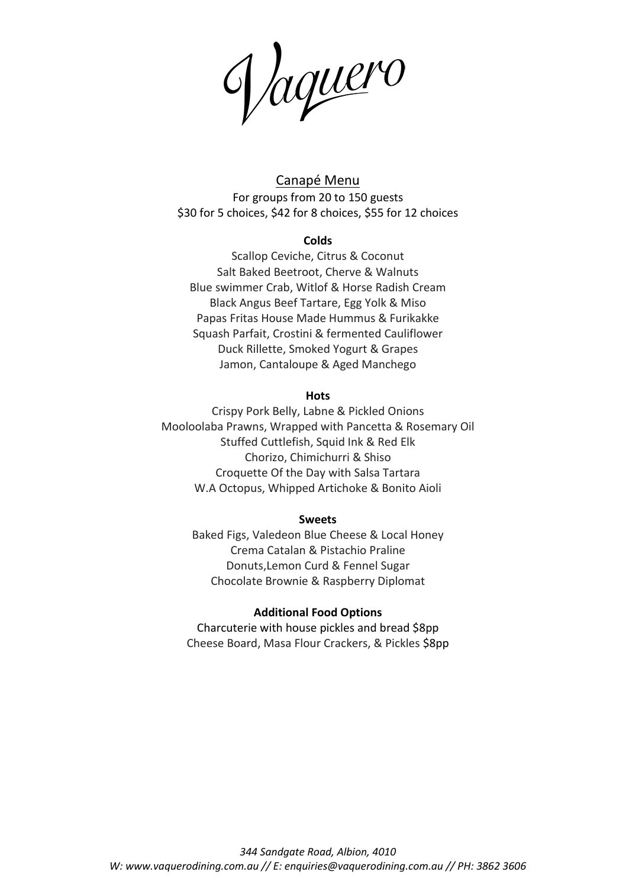# Vaquero

## Canapé Menu

For groups from 20 to 150 guests
$30 for 5 choices, $42 for 8 choices, $55 for 12 choices

**Colds**

Scallop Ceviche, Citrus & Coconut
Salt Baked Beetroot, Cherve & Walnuts
Blue swimmer Crab, Witlof & Horse Radish Cream
Black Angus Beef Tartare, Egg Yolk & Miso
Papas Fritas House Made Hummus & Furikakke
Squash Parfait, Crostini & fermented Cauliflower
Duck Rillette, Smoked Yogurt & Grapes
Jamon, Cantaloupe & Aged Manchego

**Hots**

Crispy Pork Belly, Labne & Pickled Onions
Mooloolaba Prawns, Wrapped with Pancetta & Rosemary Oil
Stuffed Cuttlefish, Squid Ink & Red Elk
Chorizo, Chimichurri & Shiso
Croquette Of the Day with Salsa Tartara
W.A Octopus, Whipped Artichoke & Bonito Aioli

**Sweets**

Baked Figs, Valedeon Blue Cheese & Local Honey
Crema Catalan & Pistachio Praline
Donuts,Lemon Curd & Fennel Sugar
Chocolate Brownie & Raspberry Diplomat

**Additional Food Options**

Charcuterie with house pickles and bread $8pp
Cheese Board, Masa Flour Crackers, & Pickles $8pp

*344 Sandgate Road, Albion, 4010*
*W: www.vaquerodining.com.au // E: enquiries@vaquerodining.com.au // PH: 3862 3606*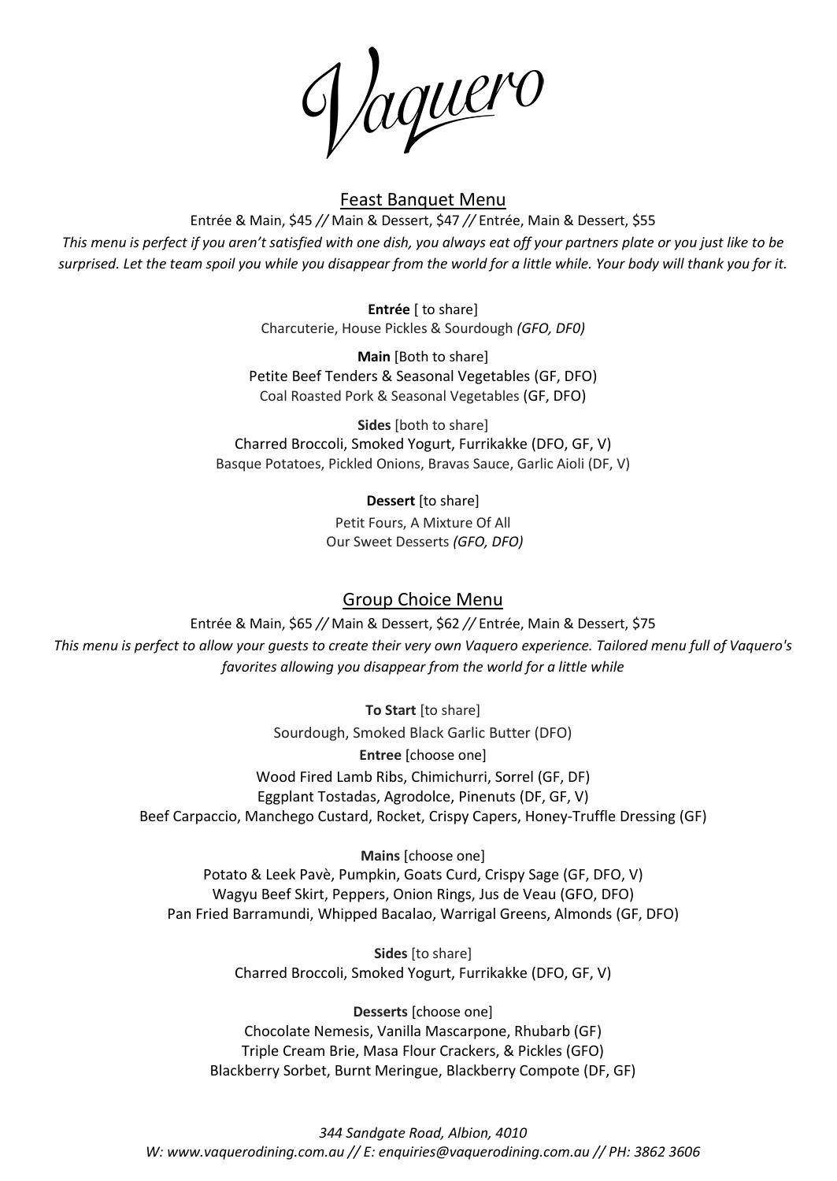# Vaquero

## Feast Banquet Menu

Entrée & Main, $45 // Main & Dessert, $47 // Entrée, Main & Dessert, $55

*This menu is perfect if you aren't satisfied with one dish, you always eat off your partners plate or you just like to be surprised. Let the team spoil you while you disappear from the world for a little while. Your body will thank you for it.*

**Entrée** [ to share]
Charcuterie, House Pickles & Sourdough *(GFO, DF0)*

**Main** [Both to share]
Petite Beef Tenders & Seasonal Vegetables (GF, DFO)
Coal Roasted Pork & Seasonal Vegetables (GF, DFO)

**Sides** [both to share]
Charred Broccoli, Smoked Yogurt, Furrikakke (DFO, GF, V)
Basque Potatoes, Pickled Onions, Bravas Sauce, Garlic Aioli (DF, V)

**Dessert** [to share]
Petit Fours, A Mixture Of All
Our Sweet Desserts *(GFO, DFO)*

## Group Choice Menu

Entrée & Main, $65 // Main & Dessert, $62 // Entrée, Main & Dessert, $75

*This menu is perfect to allow your guests to create their very own Vaquero experience. Tailored menu full of Vaquero's favorites allowing you disappear from the world for a little while*

**To Start** [to share]
Sourdough, Smoked Black Garlic Butter (DFO)

**Entree** [choose one]
Wood Fired Lamb Ribs, Chimichurri, Sorrel (GF, DF)
Eggplant Tostadas, Agrodolce, Pinenuts (DF, GF, V)
Beef Carpaccio, Manchego Custard, Rocket, Crispy Capers, Honey-Truffle Dressing (GF)

**Mains** [choose one]
Potato & Leek Pavè, Pumpkin, Goats Curd, Crispy Sage (GF, DFO, V)
Wagyu Beef Skirt, Peppers, Onion Rings, Jus de Veau (GFO, DFO)
Pan Fried Barramundi, Whipped Bacalao, Warrigal Greens, Almonds (GF, DFO)

**Sides** [to share]
Charred Broccoli, Smoked Yogurt, Furrikakke (DFO, GF, V)

**Desserts** [choose one]
Chocolate Nemesis, Vanilla Mascarpone, Rhubarb (GF)
Triple Cream Brie, Masa Flour Crackers, & Pickles (GFO)
Blackberry Sorbet, Burnt Meringue, Blackberry Compote (DF, GF)

*344 Sandgate Road, Albion, 4010*
*W: www.vaquerodining.com.au // E: enquiries@vaquerodining.com.au // PH: 3862 3606*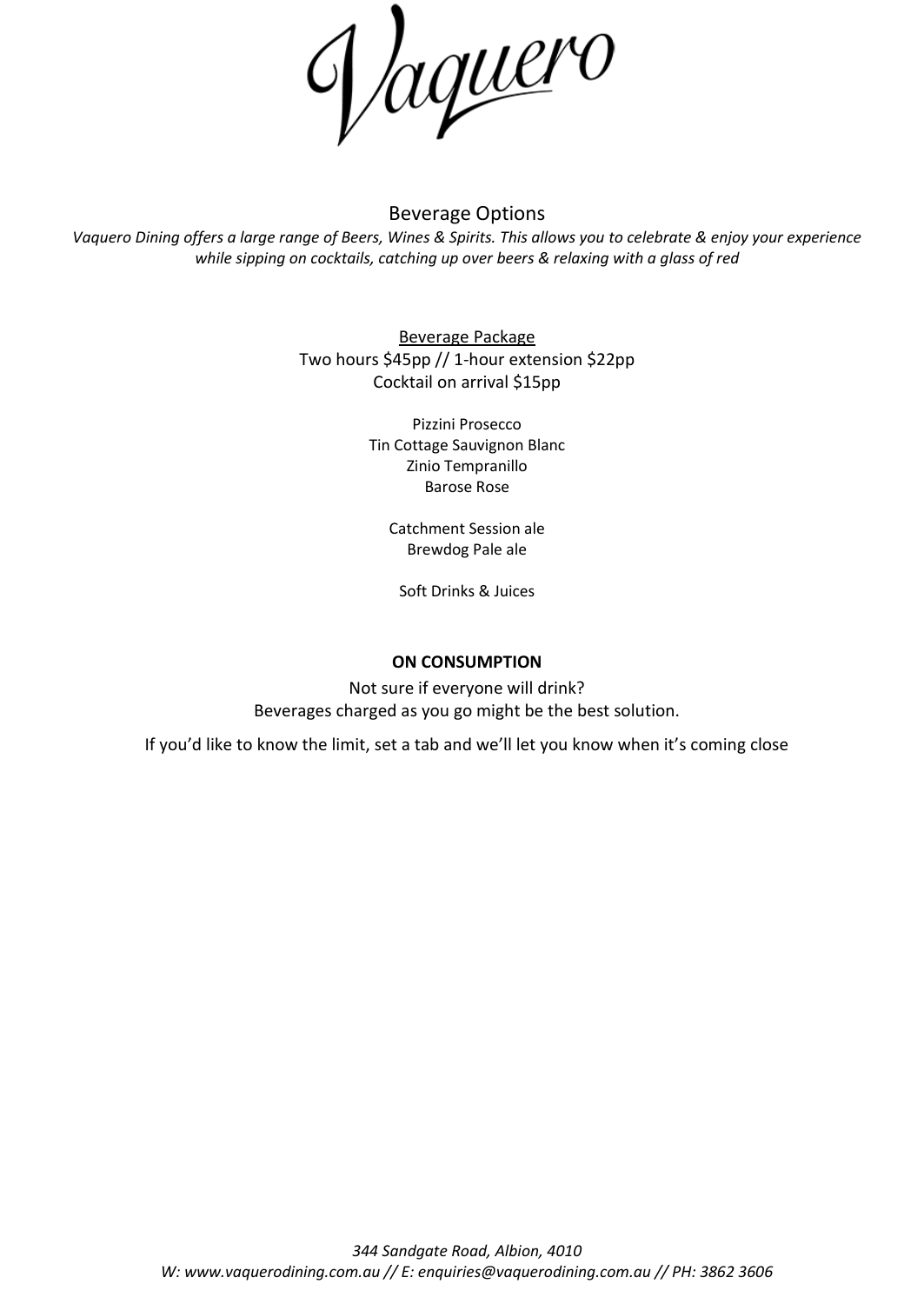# Vaquero

## Beverage Options

*Vaquero Dining offers a large range of Beers, Wines & Spirits. This allows you to celebrate & enjoy your experience while sipping on cocktails, catching up over beers & relaxing with a glass of red*

### Beverage Package

Two hours $45pp // 1-hour extension $22pp
Cocktail on arrival $15pp

Pizzini Prosecco
Tin Cottage Sauvignon Blanc
Zinio Tempranillo
Barose Rose

Catchment Session ale
Brewdog Pale ale

Soft Drinks & Juices

**ON CONSUMPTION**

Not sure if everyone will drink?
Beverages charged as you go might be the best solution.

If you'd like to know the limit, set a tab and we'll let you know when it's coming close

*344 Sandgate Road, Albion, 4010*
*W: www.vaquerodining.com.au // E: enquiries@vaquerodining.com.au // PH: 3862 3606*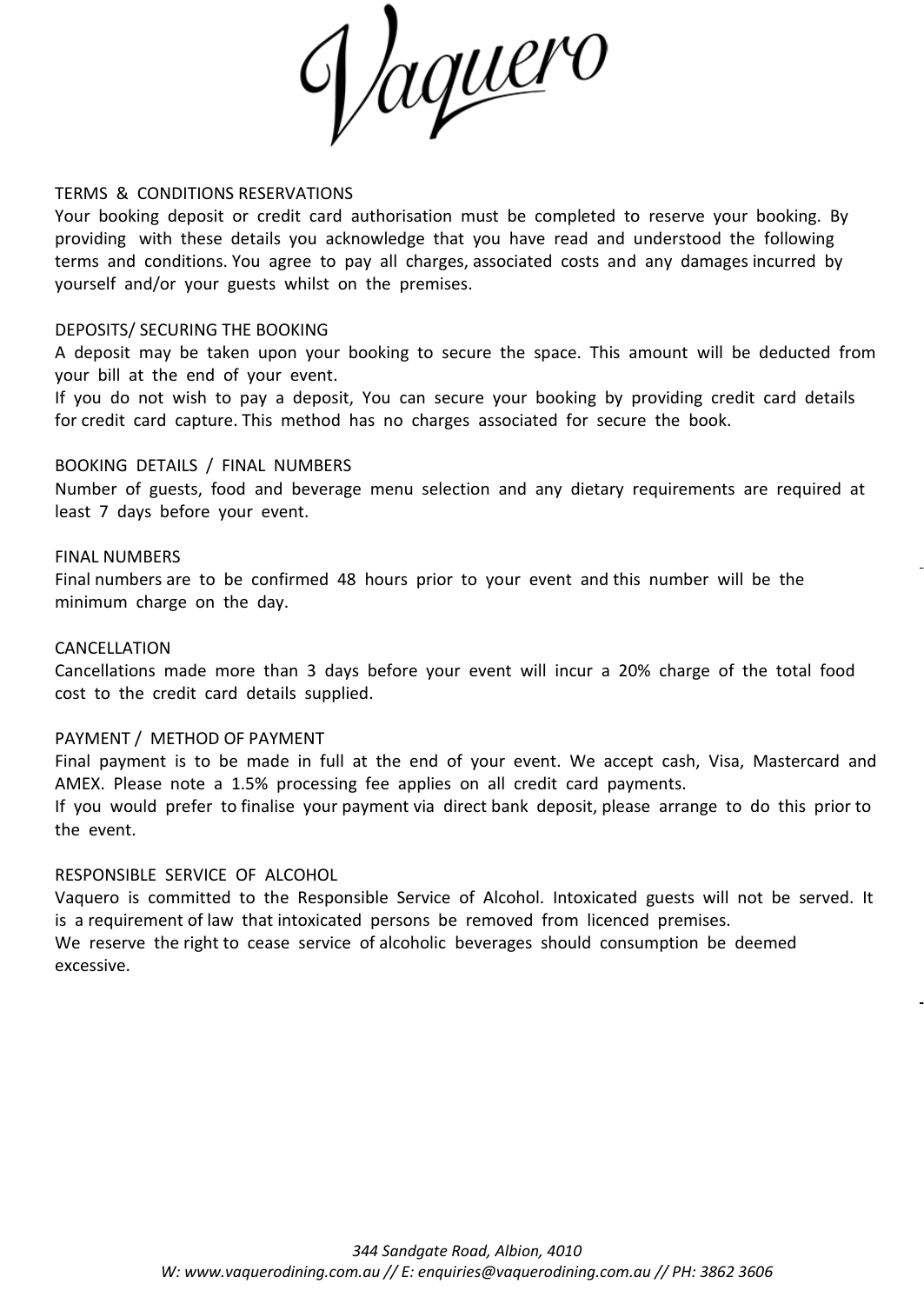# Vaquero

## TERMS & CONDITIONS RESERVATIONS

Your booking deposit or credit card authorisation must be completed to reserve your booking. By providing with these details you acknowledge that you have read and understood the following terms and conditions. You agree to pay all charges, associated costs and any damages incurred by yourself and/or your guests whilst on the premises.

## DEPOSITS/ SECURING THE BOOKING

A deposit may be taken upon your booking to secure the space. This amount will be deducted from your bill at the end of your event.

If you do not wish to pay a deposit, You can secure your booking by providing credit card details for credit card capture. This method has no charges associated for secure the book.

## BOOKING DETAILS / FINAL NUMBERS

Number of guests, food and beverage menu selection and any dietary requirements are required at least 7 days before your event.

## FINAL NUMBERS

Final numbers are to be confirmed 48 hours prior to your event and this number will be the minimum charge on the day.

## CANCELLATION

Cancellations made more than 3 days before your event will incur a 20% charge of the total food cost to the credit card details supplied.

## PAYMENT / METHOD OF PAYMENT

Final payment is to be made in full at the end of your event. We accept cash, Visa, Mastercard and AMEX. Please note a 1.5% processing fee applies on all credit card payments.

If you would prefer to finalise your payment via direct bank deposit, please arrange to do this prior to the event.

## RESPONSIBLE SERVICE OF ALCOHOL

Vaquero is committed to the Responsible Service of Alcohol. Intoxicated guests will not be served. It is a requirement of law that intoxicated persons be removed from licenced premises.

We reserve the right to cease service of alcoholic beverages should consumption be deemed excessive.

*344 Sandgate Road, Albion, 4010*

*W: www.vaquerodining.com.au // E: enquiries@vaquerodining.com.au // PH: 3862 3606*